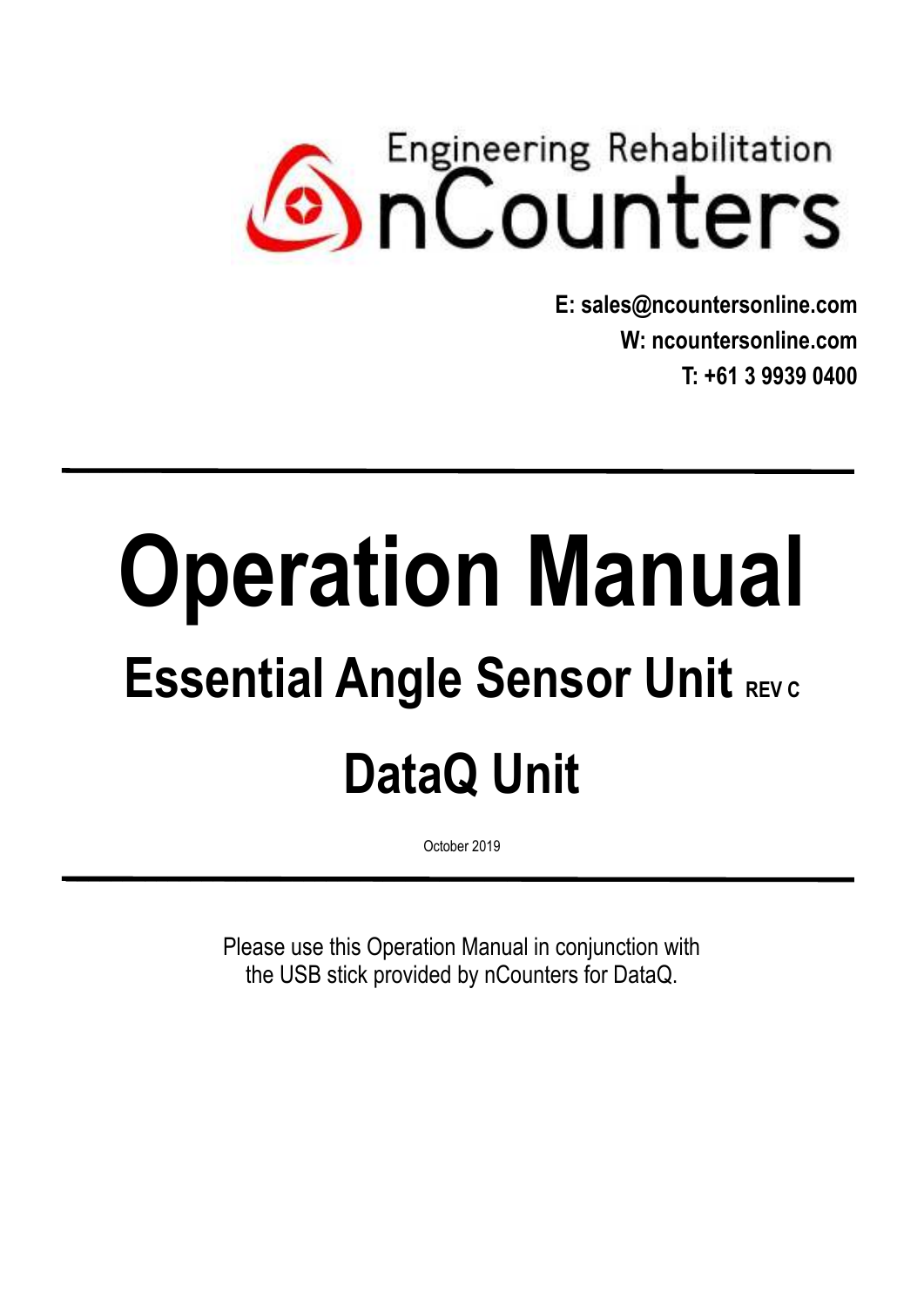Engineering Rehabilitation

nCounters

**E: sales@ncountersonline.com**
**W: ncountersonline.com**
**T: +61 3 9939 0400**

---

# Operation Manual

## Essential Angle Sensor Unit REV C

## DataQ Unit

October 2019

---

Please use this Operation Manual in conjunction with the USB stick provided by nCounters for DataQ.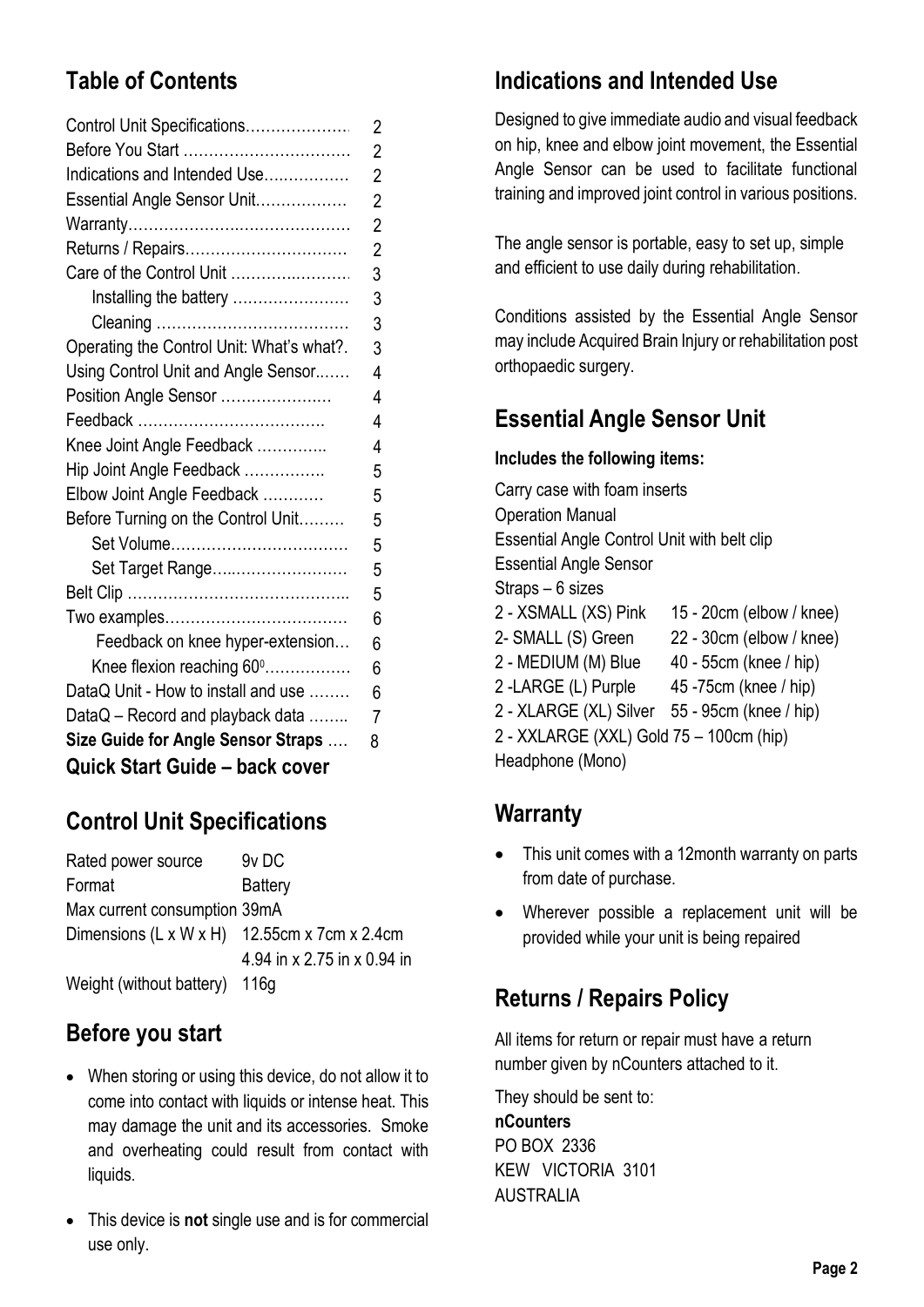## Table of Contents

| | |
|---|---|
| Control Unit Specifications………………… | 2 |
| Before You Start …………………………… | 2 |
| Indications and Intended Use……………. | 2 |
| Essential Angle Sensor Unit……………… | 2 |
| Warranty……………………………………… | 2 |
| Returns / Repairs…………………………… | 2 |
| Care of the Control Unit …………………… | 3 |
| Installing the battery ………………… | 3 |
| Cleaning ……………………………… | 3 |
| Operating the Control Unit: What's what?. | 3 |
| Using Control Unit and Angle Sensor..…… | 4 |
| Position Angle Sensor ………………… | 4 |
| Feedback ………………………………. | 4 |
| Knee Joint Angle Feedback ………….. | 4 |
| Hip Joint Angle Feedback ……………. | 5 |
| Elbow Joint Angle Feedback ………… | 5 |
| Before Turning on the Control Unit……… | 5 |
| Set Volume……………………………… | 5 |
| Set Target Range….…………………… | 5 |
| Belt Clip …………………………………….. | 5 |
| Two examples……………………………… | 6 |
| Feedback on knee hyper-extension… | 6 |
| Knee flexion reaching 60⁰……………. | 6 |
| DataQ Unit - How to install and use …….. | 6 |
| DataQ – Record and playback data …….. | 7 |
| **Size Guide for Angle Sensor Straps** …. | 8 |

**Quick Start Guide – back cover**

## Control Unit Specifications

| | |
|---|---|
| Rated power source | 9v DC |
| Format | Battery |
| Max current consumption | 39mA |
| Dimensions (L x W x H) | 12.55cm x 7cm x 2.4cm<br>4.94 in x 2.75 in x 0.94 in |
| Weight (without battery) | 116g |

## Before you start

- When storing or using this device, do not allow it to come into contact with liquids or intense heat. This may damage the unit and its accessories. Smoke and overheating could result from contact with liquids.
- This device is **not** single use and is for commercial use only.

## Indications and Intended Use

Designed to give immediate audio and visual feedback on hip, knee and elbow joint movement, the Essential Angle Sensor can be used to facilitate functional training and improved joint control in various positions.

The angle sensor is portable, easy to set up, simple and efficient to use daily during rehabilitation.

Conditions assisted by the Essential Angle Sensor may include Acquired Brain Injury or rehabilitation post orthopaedic surgery.

## Essential Angle Sensor Unit

**Includes the following items:**

Carry case with foam inserts
Operation Manual
Essential Angle Control Unit with belt clip
Essential Angle Sensor
Straps – 6 sizes

| | |
|---|---|
| 2 - XSMALL (XS) Pink | 15 - 20cm (elbow / knee) |
| 2- SMALL (S) Green | 22 - 30cm (elbow / knee) |
| 2 - MEDIUM (M) Blue | 40 - 55cm (knee / hip) |
| 2 -LARGE (L) Purple | 45 -75cm (knee / hip) |
| 2 - XLARGE (XL) Silver | 55 - 95cm (knee / hip) |
| 2 - XXLARGE (XXL) Gold | 75 – 100cm (hip) |

Headphone (Mono)

## Warranty

- This unit comes with a 12month warranty on parts from date of purchase.
- Wherever possible a replacement unit will be provided while your unit is being repaired

## Returns / Repairs Policy

All items for return or repair must have a return number given by nCounters attached to it.

They should be sent to:
**nCounters**
PO BOX 2336
KEW VICTORIA 3101
AUSTRALIA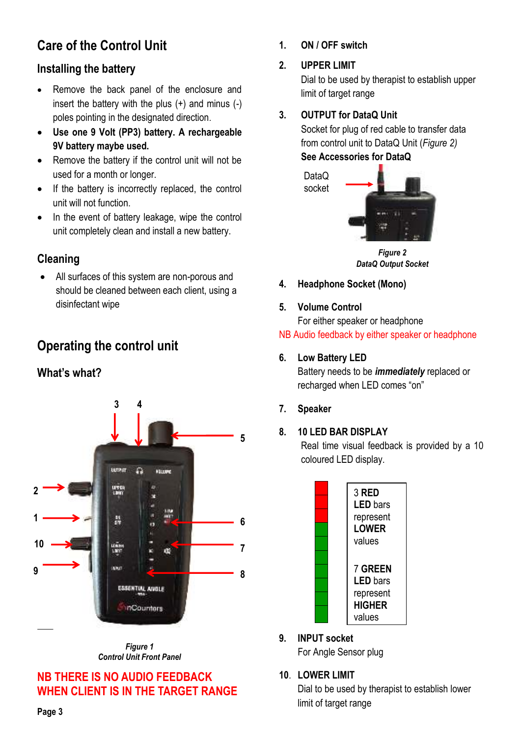## Care of the Control Unit

### Installing the battery

- Remove the back panel of the enclosure and insert the battery with the plus (+) and minus (-) poles pointing in the designated direction.
- **Use one 9 Volt (PP3) battery. A rechargeable 9V battery maybe used.**
- Remove the battery if the control unit will not be used for a month or longer.
- If the battery is incorrectly replaced, the control unit will not function.
- In the event of battery leakage, wipe the control unit completely clean and install a new battery.

### Cleaning

- All surfaces of this system are non-porous and should be cleaned between each client, using a disinfectant wipe

## Operating the control unit

### What's what?

***Figure 1***
***Control Unit Front Panel***

**NB THERE IS NO AUDIO FEEDBACK WHEN CLIENT IS IN THE TARGET RANGE**

1. **ON / OFF switch**
2. **UPPER LIMIT**
   Dial to be used by therapist to establish upper limit of target range
3. **OUTPUT for DataQ Unit**
   Socket for plug of red cable to transfer data from control unit to DataQ Unit (*Figure 2)*
   **See Accessories for DataQ**

   DataQ socket

   ***Figure 2***
   ***DataQ Output Socket***
4. **Headphone Socket (Mono)**
5. **Volume Control**
   For either speaker or headphone

NB Audio feedback by either speaker or headphone

6. **Low Battery LED**
   Battery needs to be ***immediately*** replaced or recharged when LED comes "on"
7. **Speaker**
8. **10 LED BAR DISPLAY**
   Real time visual feedback is provided by a 10 coloured LED display.

   3 **RED LED** bars represent **LOWER** values

   7 **GREEN LED** bars represent **HIGHER** values
9. **INPUT socket**
   For Angle Sensor plug
10. **LOWER LIMIT**
    Dial to be used by therapist to establish lower limit of target range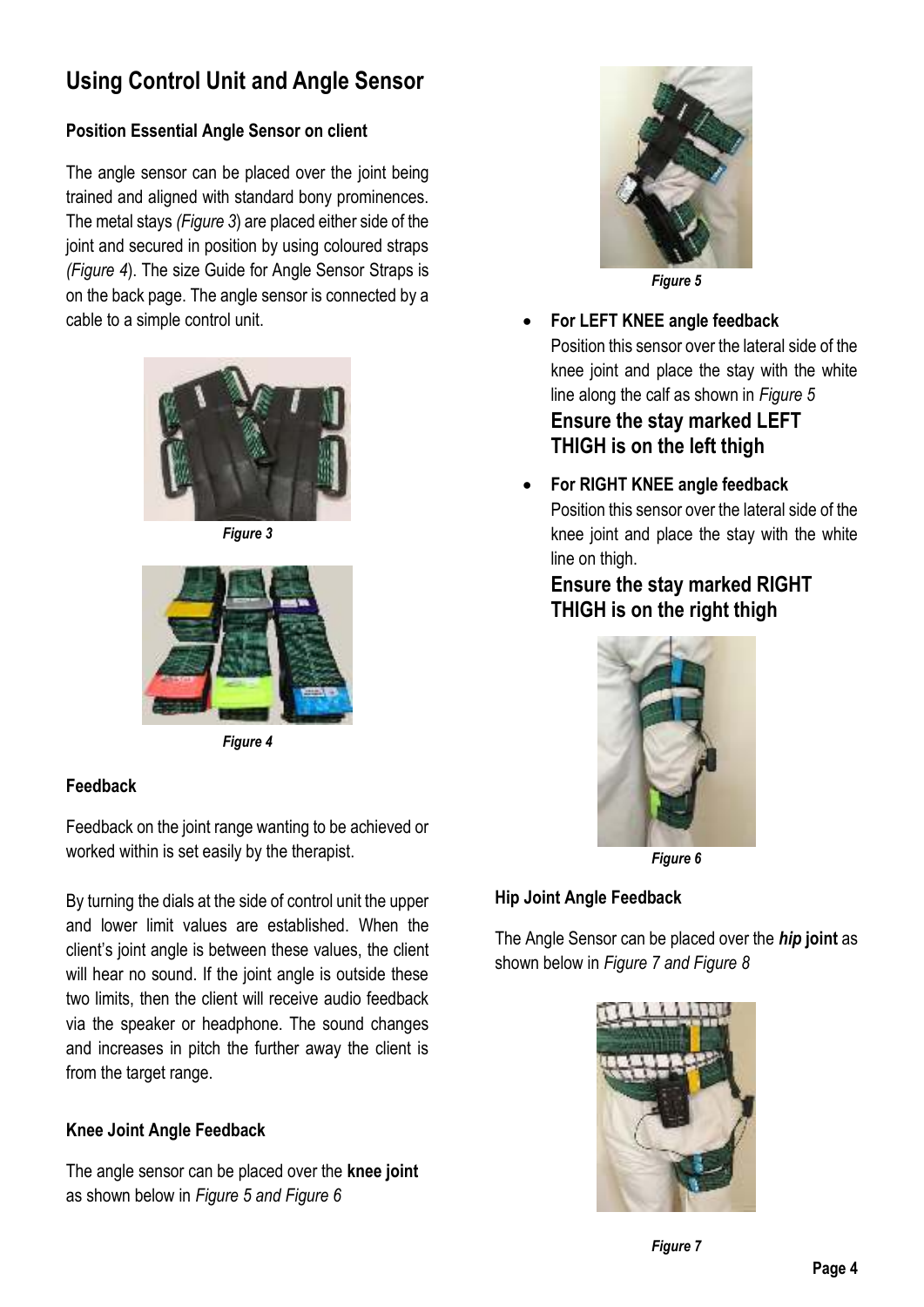## Using Control Unit and Angle Sensor

### Position Essential Angle Sensor on client

The angle sensor can be placed over the joint being trained and aligned with standard bony prominences. The metal stays *(Figure 3*) are placed either side of the joint and secured in position by using coloured straps *(Figure 4*). The size Guide for Angle Sensor Straps is on the back page. The angle sensor is connected by a cable to a simple control unit.

***Figure 3***

***Figure 4***

### Feedback

Feedback on the joint range wanting to be achieved or worked within is set easily by the therapist.

By turning the dials at the side of control unit the upper and lower limit values are established. When the client's joint angle is between these values, the client will hear no sound. If the joint angle is outside these two limits, then the client will receive audio feedback via the speaker or headphone. The sound changes and increases in pitch the further away the client is from the target range.

### Knee Joint Angle Feedback

The angle sensor can be placed over the **knee joint** as shown below in *Figure 5 and Figure 6*

***Figure 5***

- **For LEFT KNEE angle feedback**
  Position this sensor over the lateral side of the knee joint and place the stay with the white line along the calf as shown in *Figure 5*
  **Ensure the stay marked LEFT THIGH is on the left thigh**
- **For RIGHT KNEE angle feedback**
  Position this sensor over the lateral side of the knee joint and place the stay with the white line on thigh.
  **Ensure the stay marked RIGHT THIGH is on the right thigh**

***Figure 6***

### Hip Joint Angle Feedback

The Angle Sensor can be placed over the ***hip* joint** as shown below in *Figure 7 and Figure 8*

***Figure 7***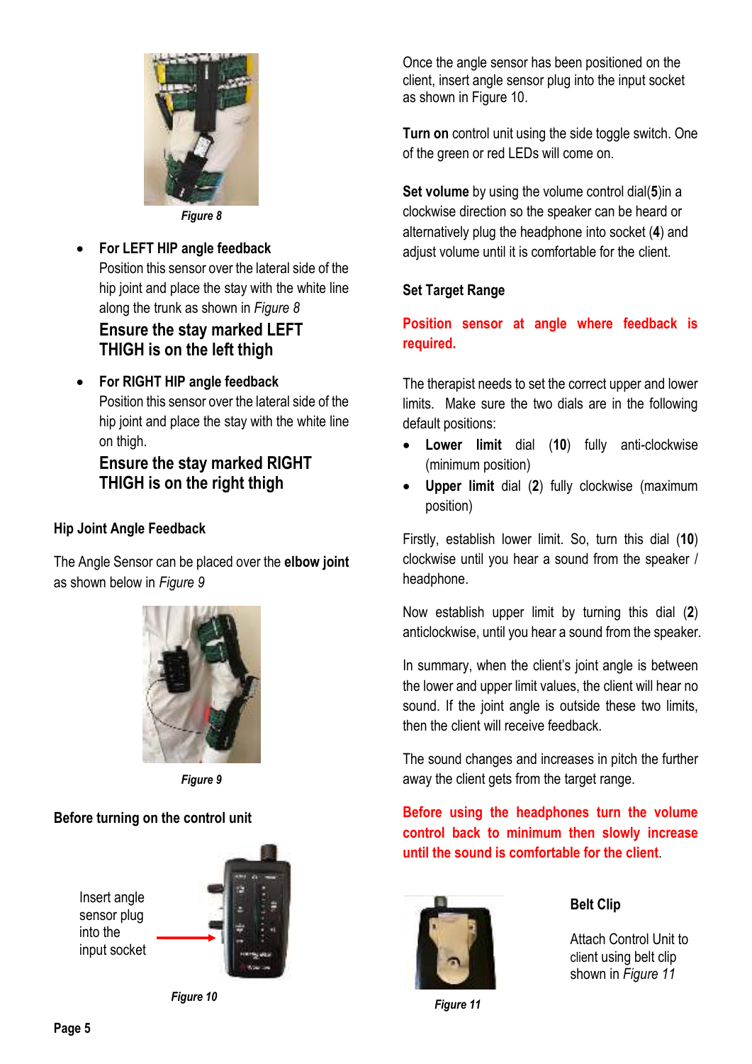*Figure 8*

- **For LEFT HIP angle feedback**
  Position this sensor over the lateral side of the hip joint and place the stay with the white line along the trunk as shown in *Figure 8*
  **Ensure the stay marked LEFT THIGH is on the left thigh**

- **For RIGHT HIP angle feedback**
  Position this sensor over the lateral side of the hip joint and place the stay with the white line on thigh.
  **Ensure the stay marked RIGHT THIGH is on the right thigh**

### Hip Joint Angle Feedback

The Angle Sensor can be placed over the **elbow joint** as shown below in *Figure 9*

*Figure 9*

### Before turning on the control unit

Insert angle sensor plug into the input socket

*Figure 10*

Once the angle sensor has been positioned on the client, insert angle sensor plug into the input socket as shown in Figure 10.

**Turn on** control unit using the side toggle switch. One of the green or red LEDs will come on.

**Set volume** by using the volume control dial(**5**)in a clockwise direction so the speaker can be heard or alternatively plug the headphone into socket (**4**) and adjust volume until it is comfortable for the client.

### Set Target Range

**Position sensor at angle where feedback is required.**

The therapist needs to set the correct upper and lower limits. Make sure the two dials are in the following default positions:

- **Lower limit** dial (**10**) fully anti-clockwise (minimum position)
- **Upper limit** dial (**2**) fully clockwise (maximum position)

Firstly, establish lower limit. So, turn this dial (**10**) clockwise until you hear a sound from the speaker / headphone.

Now establish upper limit by turning this dial (**2**) anticlockwise, until you hear a sound from the speaker.

In summary, when the client's joint angle is between the lower and upper limit values, the client will hear no sound. If the joint angle is outside these two limits, then the client will receive feedback.

The sound changes and increases in pitch the further away the client gets from the target range.

**Before using the headphones turn the volume control back to minimum then slowly increase until the sound is comfortable for the client.**

*Figure 11*

### Belt Clip

Attach Control Unit to client using belt clip shown in *Figure 11*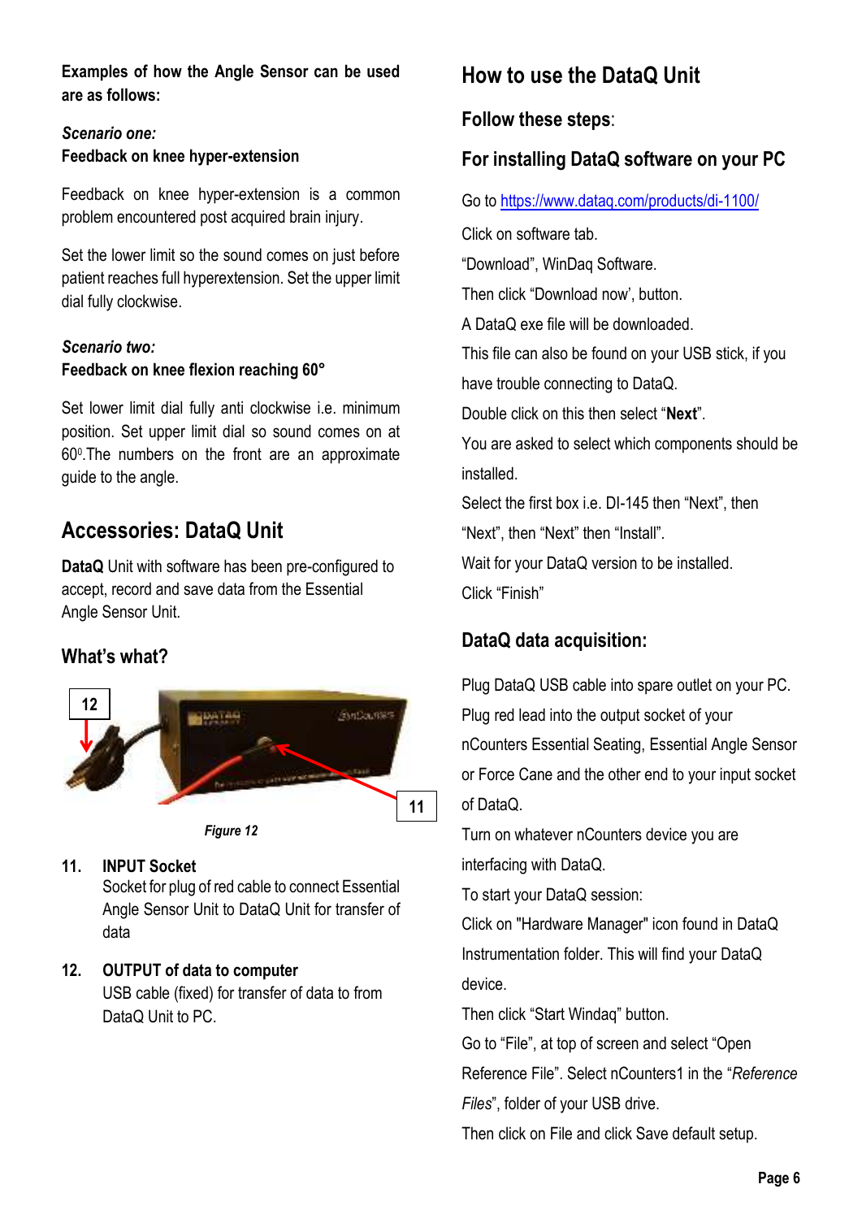**Examples of how the Angle Sensor can be used are as follows:**

***Scenario one:***
**Feedback on knee hyper-extension**

Feedback on knee hyper-extension is a common problem encountered post acquired brain injury.

Set the lower limit so the sound comes on just before patient reaches full hyperextension. Set the upper limit dial fully clockwise.

***Scenario two:***
**Feedback on knee flexion reaching 60°**

Set lower limit dial fully anti clockwise i.e. minimum position. Set upper limit dial so sound comes on at 60⁰.The numbers on the front are an approximate guide to the angle.

## Accessories: DataQ Unit

**DataQ** Unit with software has been pre-configured to accept, record and save data from the Essential Angle Sensor Unit.

### What's what?

12

11

*Figure 12*

11. **INPUT Socket**
    Socket for plug of red cable to connect Essential Angle Sensor Unit to DataQ Unit for transfer of data

12. **OUTPUT of data to computer**
    USB cable (fixed) for transfer of data to from DataQ Unit to PC.

## How to use the DataQ Unit

### Follow these steps:

### For installing DataQ software on your PC

Go to https://www.dataq.com/products/di-1100/

Click on software tab.

"Download", WinDaq Software.

Then click "Download now', button.

A DataQ exe file will be downloaded.

This file can also be found on your USB stick, if you have trouble connecting to DataQ.

Double click on this then select "**Next**".

You are asked to select which components should be installed.

Select the first box i.e. DI-145 then "Next", then "Next", then "Next" then "Install".

Wait for your DataQ version to be installed.

Click "Finish"

### DataQ data acquisition:

Plug DataQ USB cable into spare outlet on your PC.

Plug red lead into the output socket of your nCounters Essential Seating, Essential Angle Sensor or Force Cane and the other end to your input socket of DataQ.

Turn on whatever nCounters device you are interfacing with DataQ.

To start your DataQ session:

Click on "Hardware Manager" icon found in DataQ Instrumentation folder. This will find your DataQ device.

Then click "Start Windaq" button.

Go to "File", at top of screen and select "Open Reference File". Select nCounters1 in the "*Reference Files*", folder of your USB drive.

Then click on File and click Save default setup.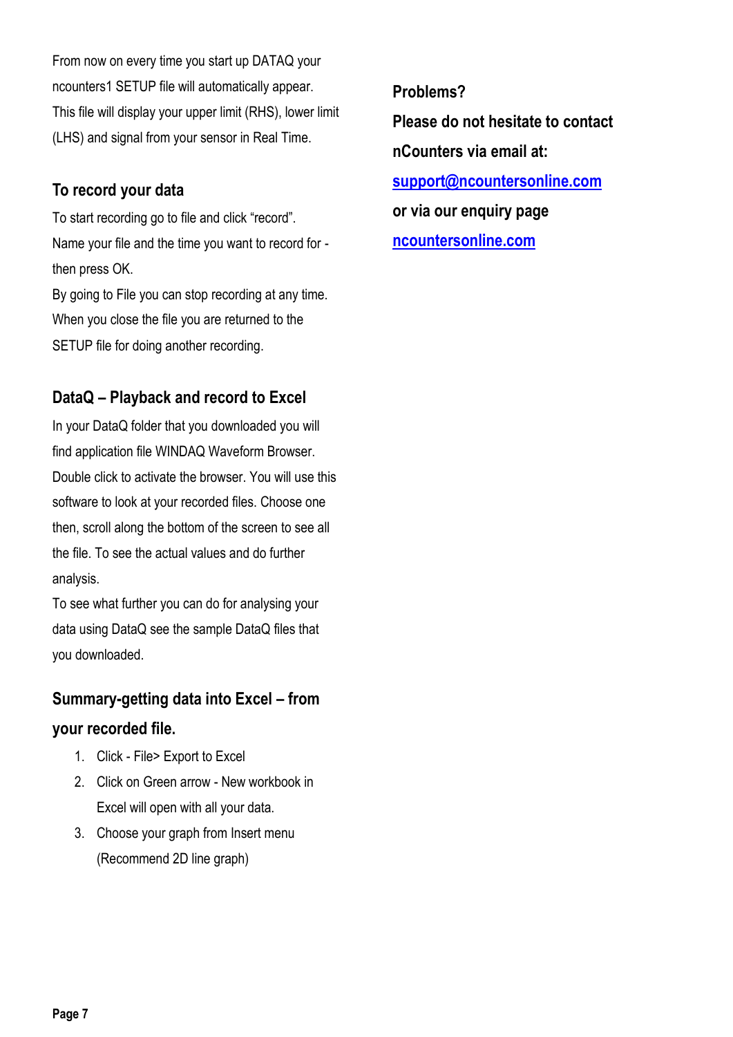From now on every time you start up DATAQ your ncounters1 SETUP file will automatically appear. This file will display your upper limit (RHS), lower limit (LHS) and signal from your sensor in Real Time.

## To record your data

To start recording go to file and click "record".
Name your file and the time you want to record for - then press OK.
By going to File you can stop recording at any time.
When you close the file you are returned to the SETUP file for doing another recording.

## DataQ – Playback and record to Excel

In your DataQ folder that you downloaded you will find application file WINDAQ Waveform Browser. Double click to activate the browser. You will use this software to look at your recorded files. Choose one then, scroll along the bottom of the screen to see all the file. To see the actual values and do further analysis.
To see what further you can do for analysing your data using DataQ see the sample DataQ files that you downloaded.

## Summary-getting data into Excel – from your recorded file.

1. Click - File> Export to Excel
2. Click on Green arrow - New workbook in Excel will open with all your data.
3. Choose your graph from Insert menu (Recommend 2D line graph)

**Problems?**

**Please do not hesitate to contact nCounters via email at:**

**support@ncountersonline.com**

**or via our enquiry page**

**ncountersonline.com**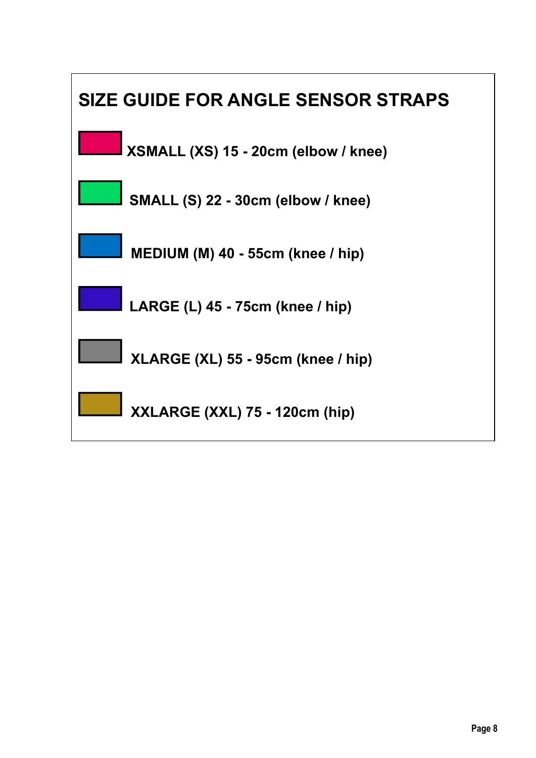# SIZE GUIDE FOR ANGLE SENSOR STRAPS

**XSMALL (XS) 15 - 20cm (elbow / knee)**

**SMALL (S) 22 - 30cm (elbow / knee)**

**MEDIUM (M) 40 - 55cm (knee / hip)**

**LARGE (L) 45 - 75cm (knee / hip)**

**XLARGE (XL) 55 - 95cm (knee / hip)**

**XXLARGE (XXL) 75 - 120cm (hip)**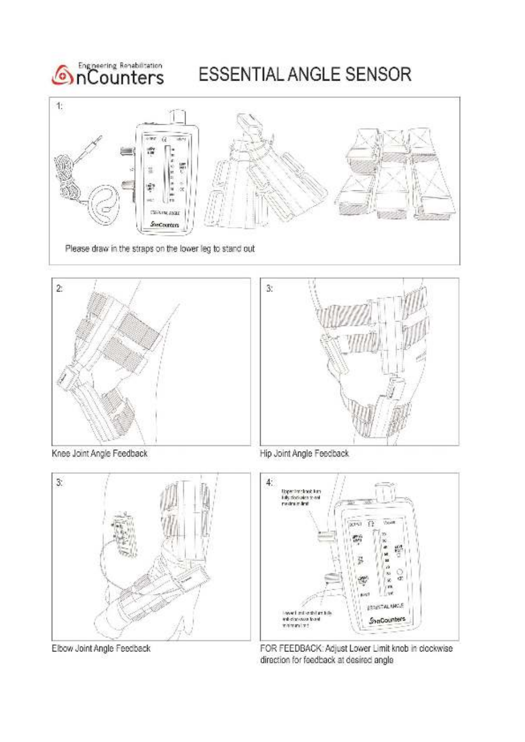Engineering Rehabilitation
nCounters

# ESSENTIAL ANGLE SENSOR

1:

Please draw in the straps on the lower leg to stand out

2:

Knee Joint Angle Feedback

3:

Hip Joint Angle Feedback

3:

Elbow Joint Angle Feedback

4:

FOR FEEDBACK: Adjust Lower Limit knob in clockwise direction for feedback at desired angle